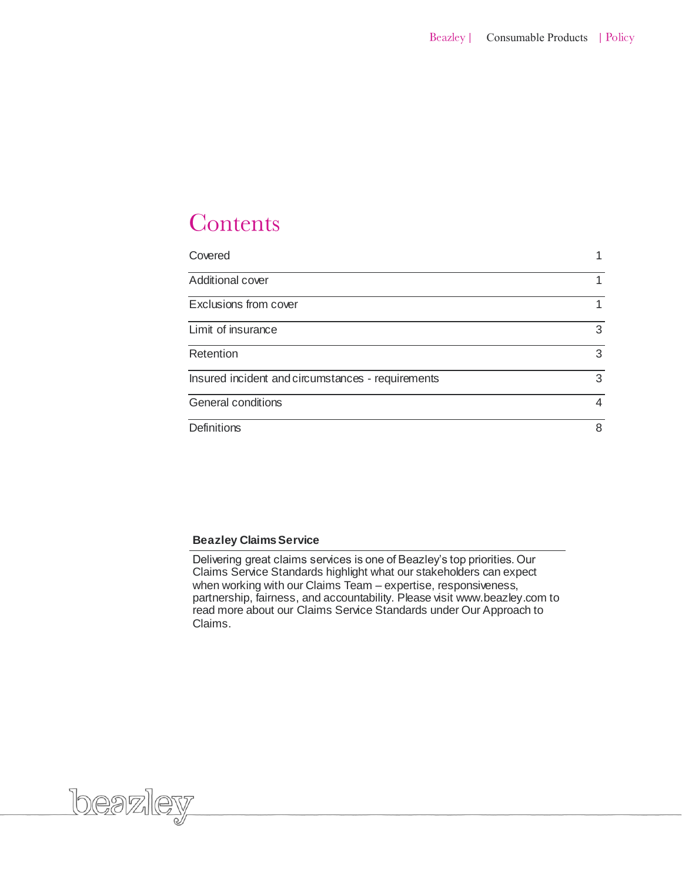# Contents

| | |
|---|---|
| Covered | 1 |
| Additional cover | 1 |
| Exclusions from cover | 1 |
| Limit of insurance | 3 |
| Retention | 3 |
| Insured incident and circumstances - requirements | 3 |
| General conditions | 4 |
| Definitions | 8 |

**Beazley Claims Service**

Delivering great claims services is one of Beazley's top priorities. Our Claims Service Standards highlight what our stakeholders can expect when working with our Claims Team – expertise, responsiveness, partnership, fairness, and accountability. Please visit www.beazley.com to read more about our Claims Service Standards under Our Approach to Claims.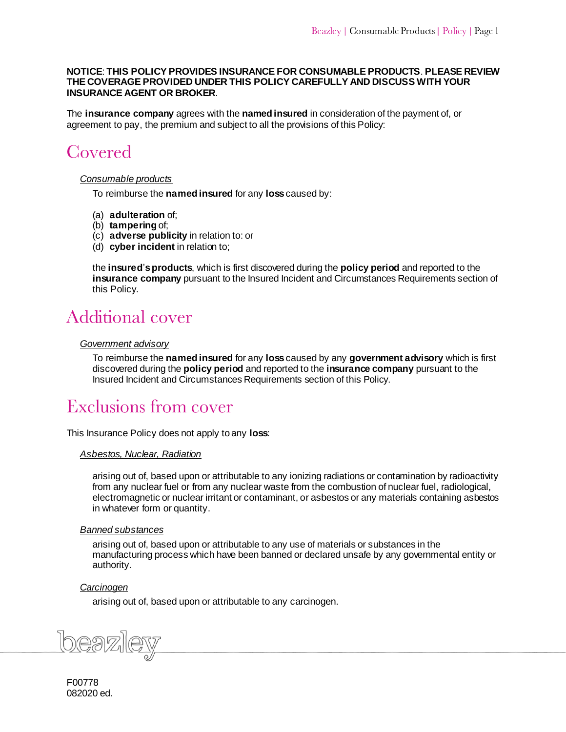**NOTICE**: **THIS POLICY PROVIDES INSURANCE FOR CONSUMABLE PRODUCTS**. **PLEASE REVIEW THE COVERAGE PROVIDED UNDER THIS POLICY CAREFULLY AND DISCUSS WITH YOUR INSURANCE AGENT OR BROKER**.

The **insurance company** agrees with the **named insured** in consideration of the payment of, or agreement to pay, the premium and subject to all the provisions of this Policy:

# Covered

*Consumable products*

To reimburse the **named insured** for any **loss** caused by:

(a) **adulteration** of;
(b) **tampering** of;
(c) **adverse publicity** in relation to: or
(d) **cyber incident** in relation to;

the **insured**'**s products**, which is first discovered during the **policy period** and reported to the **insurance company** pursuant to the Insured Incident and Circumstances Requirements section of this Policy.

# Additional cover

*Government advisory*

To reimburse the **named insured** for any **loss** caused by any **government advisory** which is first discovered during the **policy period** and reported to the **insurance company** pursuant to the Insured Incident and Circumstances Requirements section of this Policy.

# Exclusions from cover

This Insurance Policy does not apply to any **loss**:

*Asbestos, Nuclear, Radiation*

arising out of, based upon or attributable to any ionizing radiations or contamination by radioactivity from any nuclear fuel or from any nuclear waste from the combustion of nuclear fuel, radiological, electromagnetic or nuclear irritant or contaminant, or asbestos or any materials containing asbestos in whatever form or quantity.

*Banned substances*

arising out of, based upon or attributable to any use of materials or substances in the manufacturing process which have been banned or declared unsafe by any governmental entity or authority.

*Carcinogen*

arising out of, based upon or attributable to any carcinogen.

F00778
082020 ed.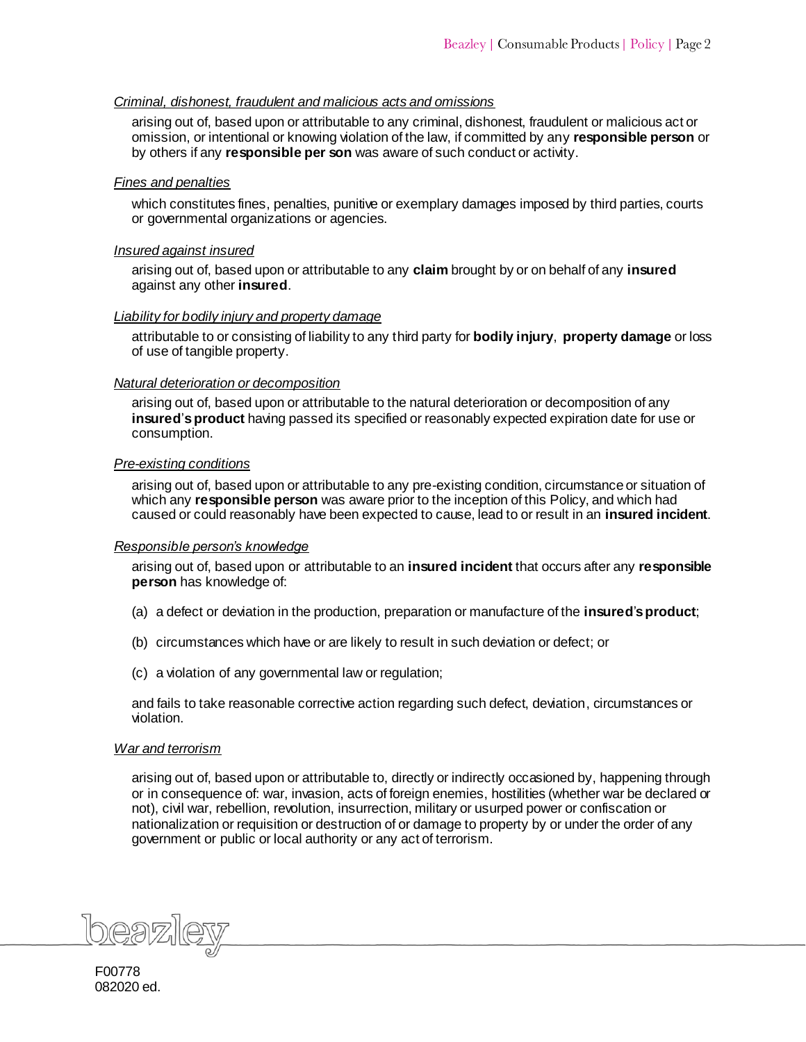*Criminal, dishonest, fraudulent and malicious acts and omissions*

arising out of, based upon or attributable to any criminal, dishonest, fraudulent or malicious act or omission, or intentional or knowing violation of the law, if committed by any **responsible person** or by others if any **responsible per son** was aware of such conduct or activity.

*Fines and penalties*

which constitutes fines, penalties, punitive or exemplary damages imposed by third parties, courts or governmental organizations or agencies.

*Insured against insured*

arising out of, based upon or attributable to any **claim** brought by or on behalf of any **insured** against any other **insured**.

*Liability for bodily injury and property damage*

attributable to or consisting of liability to any third party for **bodily injury**, **property damage** or loss of use of tangible property.

*Natural deterioration or decomposition*

arising out of, based upon or attributable to the natural deterioration or decomposition of any **insured's product** having passed its specified or reasonably expected expiration date for use or consumption.

*Pre-existing conditions*

arising out of, based upon or attributable to any pre-existing condition, circumstance or situation of which any **responsible person** was aware prior to the inception of this Policy, and which had caused or could reasonably have been expected to cause, lead to or result in an **insured incident**.

*Responsible person's knowledge*

arising out of, based upon or attributable to an **insured incident** that occurs after any **responsible person** has knowledge of:

(a) a defect or deviation in the production, preparation or manufacture of the **insured's product**;

(b) circumstances which have or are likely to result in such deviation or defect; or

(c) a violation of any governmental law or regulation;

and fails to take reasonable corrective action regarding such defect, deviation, circumstances or violation.

*War and terrorism*

arising out of, based upon or attributable to, directly or indirectly occasioned by, happening through or in consequence of: war, invasion, acts of foreign enemies, hostilities (whether war be declared or not), civil war, rebellion, revolution, insurrection, military or usurped power or confiscation or nationalization or requisition or destruction of or damage to property by or under the order of any government or public or local authority or any act of terrorism.

F00778
082020 ed.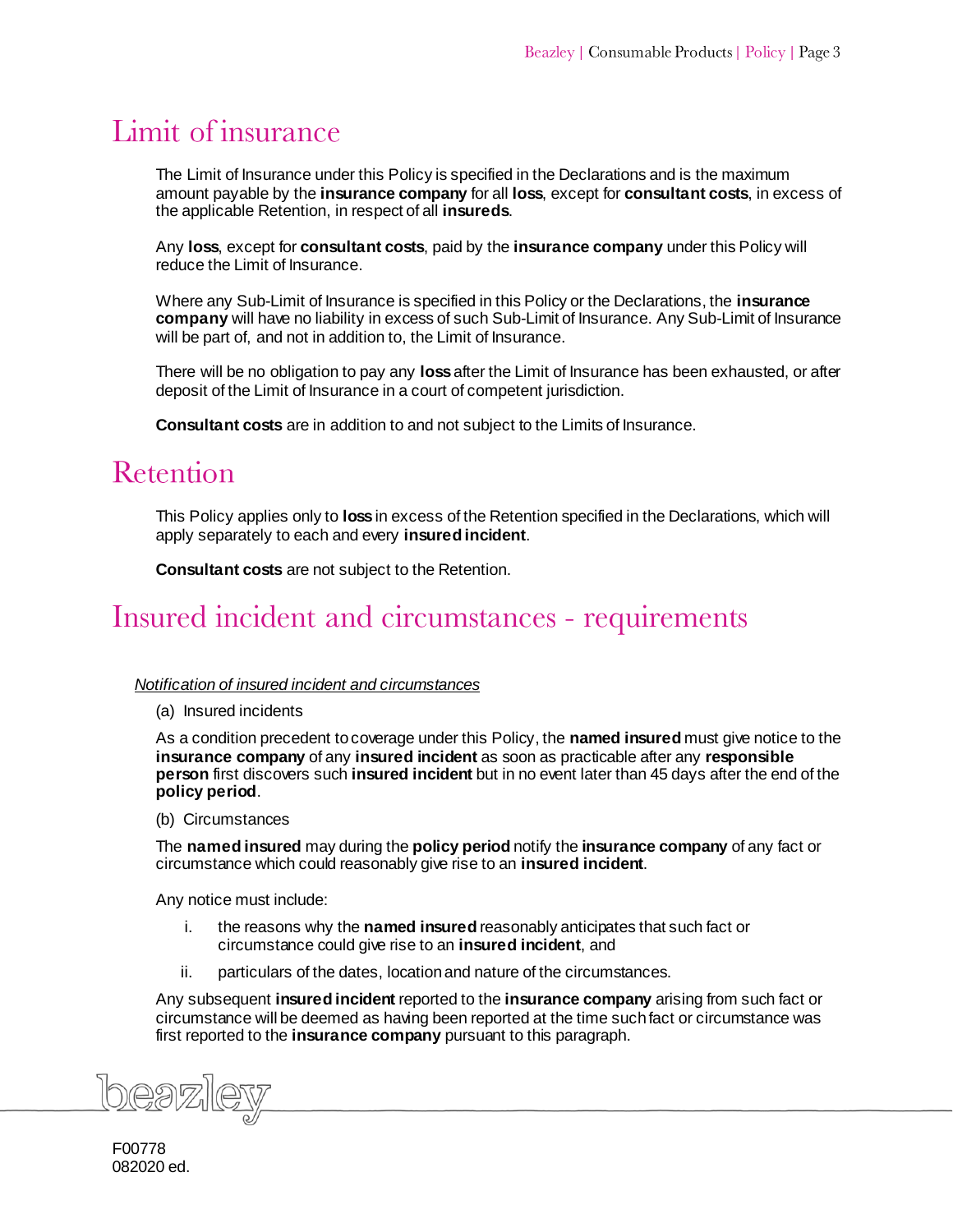# Limit of insurance

The Limit of Insurance under this Policy is specified in the Declarations and is the maximum amount payable by the **insurance company** for all **loss**, except for **consultant costs**, in excess of the applicable Retention, in respect of all **insureds**.

Any **loss**, except for **consultant costs**, paid by the **insurance company** under this Policy will reduce the Limit of Insurance.

Where any Sub-Limit of Insurance is specified in this Policy or the Declarations, the **insurance company** will have no liability in excess of such Sub-Limit of Insurance. Any Sub-Limit of Insurance will be part of, and not in addition to, the Limit of Insurance.

There will be no obligation to pay any **loss** after the Limit of Insurance has been exhausted, or after deposit of the Limit of Insurance in a court of competent jurisdiction.

**Consultant costs** are in addition to and not subject to the Limits of Insurance.

# Retention

This Policy applies only to **loss** in excess of the Retention specified in the Declarations, which will apply separately to each and every **insured incident**.

**Consultant costs** are not subject to the Retention.

# Insured incident and circumstances - requirements

*Notification of insured incident and circumstances*

(a) Insured incidents

As a condition precedent to coverage under this Policy, the **named insured** must give notice to the **insurance company** of any **insured incident** as soon as practicable after any **responsible person** first discovers such **insured incident** but in no event later than 45 days after the end of the **policy period**.

(b) Circumstances

The **named insured** may during the **policy period** notify the **insurance company** of any fact or circumstance which could reasonably give rise to an **insured incident**.

Any notice must include:

i. the reasons why the **named insured** reasonably anticipates that such fact or circumstance could give rise to an **insured incident**, and

ii. particulars of the dates, location and nature of the circumstances.

Any subsequent **insured incident** reported to the **insurance company** arising from such fact or circumstance will be deemed as having been reported at the time such fact or circumstance was first reported to the **insurance company** pursuant to this paragraph.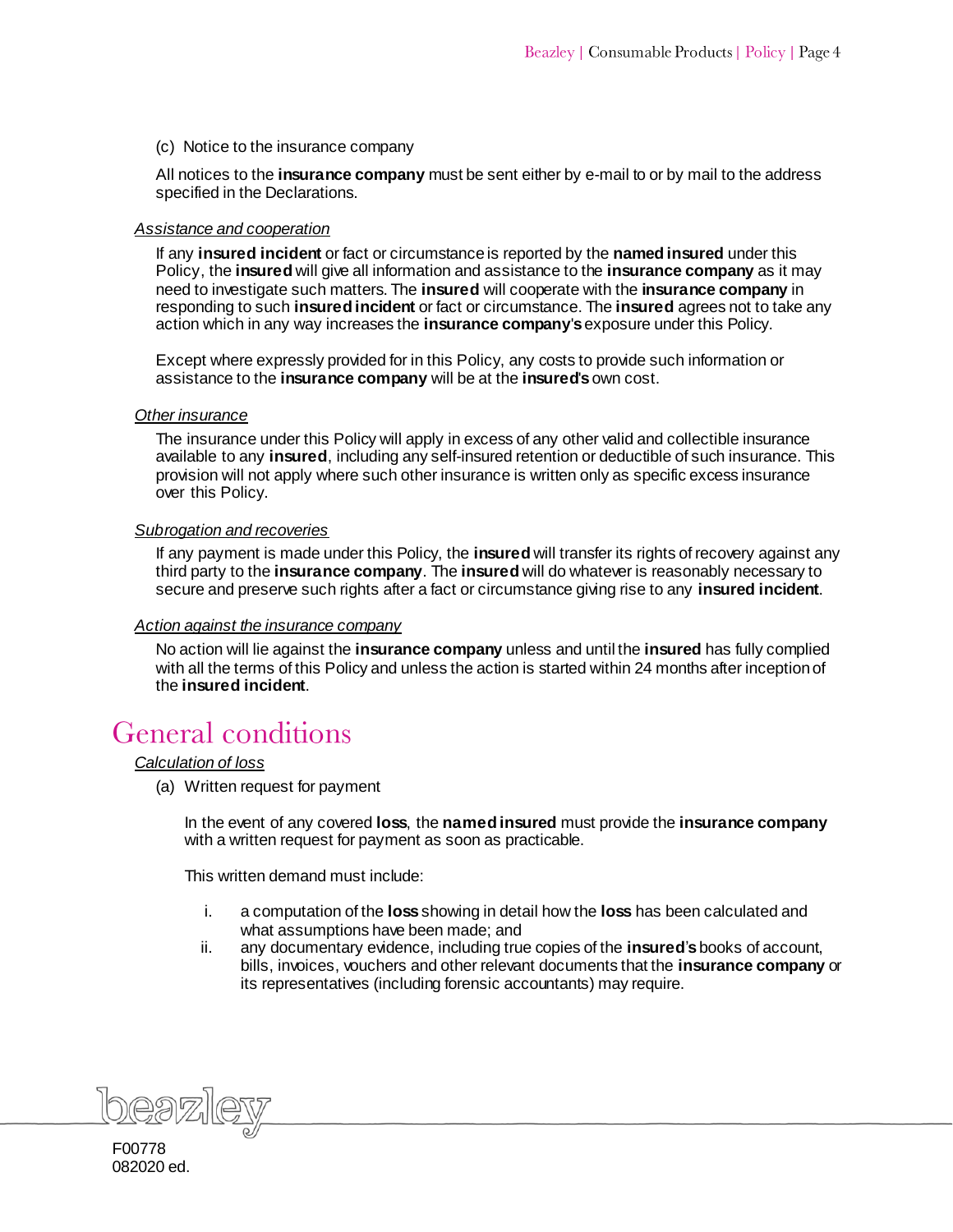(c) Notice to the insurance company

All notices to the **insurance company** must be sent either by e-mail to or by mail to the address specified in the Declarations.

*Assistance and cooperation*

If any **insured incident** or fact or circumstance is reported by the **named insured** under this Policy, the **insured** will give all information and assistance to the **insurance company** as it may need to investigate such matters. The **insured** will cooperate with the **insurance company** in responding to such **insured incident** or fact or circumstance. The **insured** agrees not to take any action which in any way increases the **insurance company's** exposure under this Policy.

Except where expressly provided for in this Policy, any costs to provide such information or assistance to the **insurance company** will be at the **insured's** own cost.

*Other insurance*

The insurance under this Policy will apply in excess of any other valid and collectible insurance available to any **insured**, including any self-insured retention or deductible of such insurance. This provision will not apply where such other insurance is written only as specific excess insurance over this Policy.

*Subrogation and recoveries*

If any payment is made under this Policy, the **insured** will transfer its rights of recovery against any third party to the **insurance company**. The **insured** will do whatever is reasonably necessary to secure and preserve such rights after a fact or circumstance giving rise to any **insured incident**.

*Action against the insurance company*

No action will lie against the **insurance company** unless and until the **insured** has fully complied with all the terms of this Policy and unless the action is started within 24 months after inception of the **insured incident**.

# General conditions

*Calculation of loss*

(a) Written request for payment

In the event of any covered **loss**, the **named insured** must provide the **insurance company** with a written request for payment as soon as practicable.

This written demand must include:

i. a computation of the **loss** showing in detail how the **loss** has been calculated and what assumptions have been made; and
ii. any documentary evidence, including true copies of the **insured's** books of account, bills, invoices, vouchers and other relevant documents that the **insurance company** or its representatives (including forensic accountants) may require.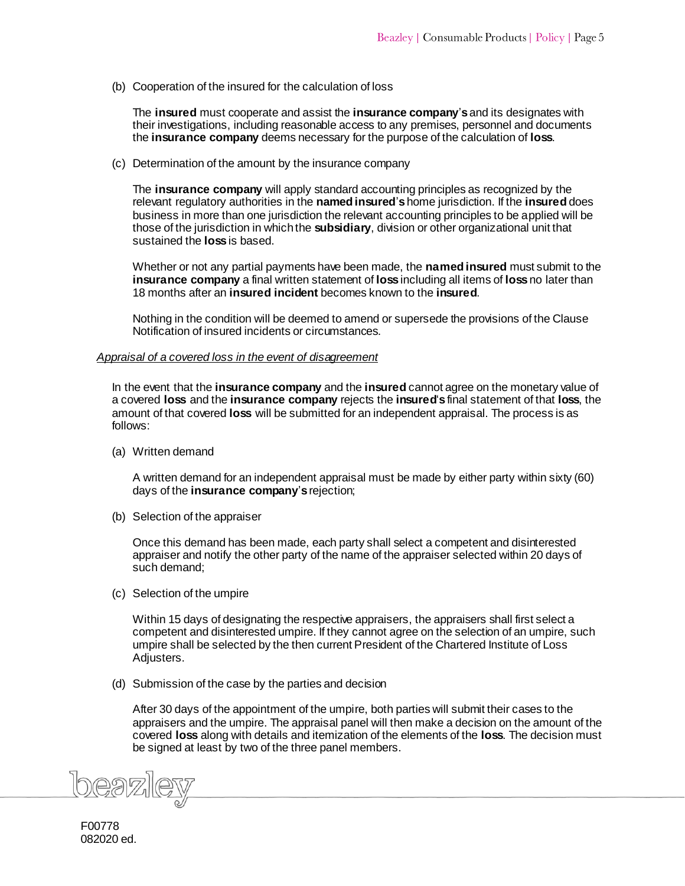(b) Cooperation of the insured for the calculation of loss

The **insured** must cooperate and assist the **insurance company**'**s** and its designates with their investigations, including reasonable access to any premises, personnel and documents the **insurance company** deems necessary for the purpose of the calculation of **loss**.

(c) Determination of the amount by the insurance company

The **insurance company** will apply standard accounting principles as recognized by the relevant regulatory authorities in the **named insured**'**s** home jurisdiction. If the **insured** does business in more than one jurisdiction the relevant accounting principles to be applied will be those of the jurisdiction in which the **subsidiary**, division or other organizational unit that sustained the **loss** is based.

Whether or not any partial payments have been made, the **named insured** must submit to the **insurance company** a final written statement of **loss** including all items of **loss** no later than 18 months after an **insured incident** becomes known to the **insured**.

Nothing in the condition will be deemed to amend or supersede the provisions of the Clause Notification of insured incidents or circumstances.

*Appraisal of a covered loss in the event of disagreement*

In the event that the **insurance company** and the **insured** cannot agree on the monetary value of a covered **loss** and the **insurance company** rejects the **insured**'**s** final statement of that **loss**, the amount of that covered **loss** will be submitted for an independent appraisal. The process is as follows:

(a) Written demand

A written demand for an independent appraisal must be made by either party within sixty (60) days of the **insurance company**'**s** rejection;

(b) Selection of the appraiser

Once this demand has been made, each party shall select a competent and disinterested appraiser and notify the other party of the name of the appraiser selected within 20 days of such demand;

(c) Selection of the umpire

Within 15 days of designating the respective appraisers, the appraisers shall first select a competent and disinterested umpire. If they cannot agree on the selection of an umpire, such umpire shall be selected by the then current President of the Chartered Institute of Loss Adjusters.

(d) Submission of the case by the parties and decision

After 30 days of the appointment of the umpire, both parties will submit their cases to the appraisers and the umpire. The appraisal panel will then make a decision on the amount of the covered **loss** along with details and itemization of the elements of the **loss**. The decision must be signed at least by two of the three panel members.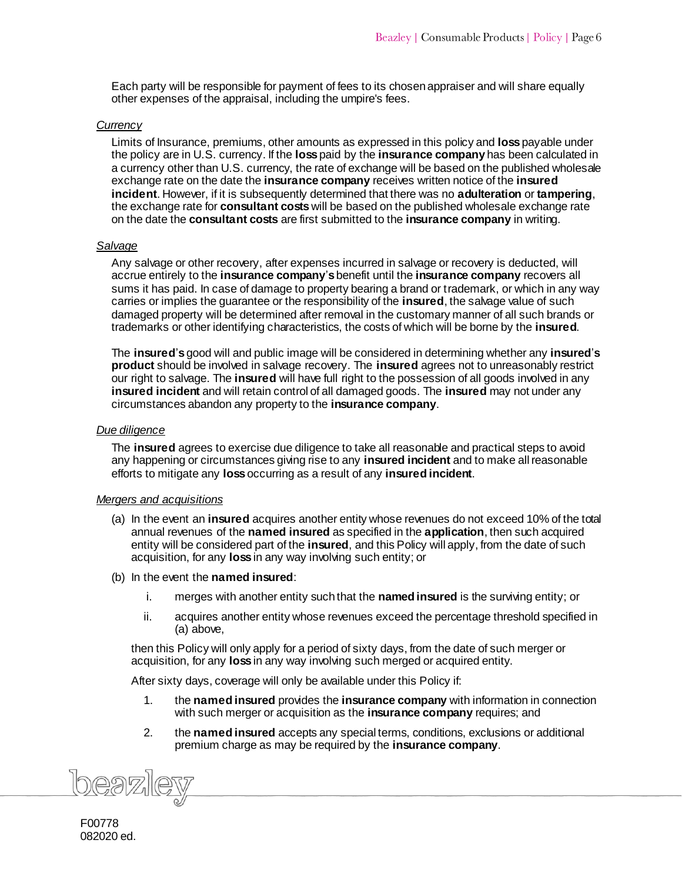Each party will be responsible for payment of fees to its chosen appraiser and will share equally other expenses of the appraisal, including the umpire's fees.

*Currency*

Limits of Insurance, premiums, other amounts as expressed in this policy and **loss** payable under the policy are in U.S. currency. If the **loss** paid by the **insurance company** has been calculated in a currency other than U.S. currency, the rate of exchange will be based on the published wholesale exchange rate on the date the **insurance company** receives written notice of the **insured incident**. However, if it is subsequently determined that there was no **adulteration** or **tampering**, the exchange rate for **consultant costs** will be based on the published wholesale exchange rate on the date the **consultant costs** are first submitted to the **insurance company** in writing.

*Salvage*

Any salvage or other recovery, after expenses incurred in salvage or recovery is deducted, will accrue entirely to the **insurance company's** benefit until the **insurance company** recovers all sums it has paid. In case of damage to property bearing a brand or trademark, or which in any way carries or implies the guarantee or the responsibility of the **insured**, the salvage value of such damaged property will be determined after removal in the customary manner of all such brands or trademarks or other identifying characteristics, the costs of which will be borne by the **insured**.

The **insured's** good will and public image will be considered in determining whether any **insured's product** should be involved in salvage recovery. The **insured** agrees not to unreasonably restrict our right to salvage. The **insured** will have full right to the possession of all goods involved in any **insured incident** and will retain control of all damaged goods. The **insured** may not under any circumstances abandon any property to the **insurance company**.

*Due diligence*

The **insured** agrees to exercise due diligence to take all reasonable and practical steps to avoid any happening or circumstances giving rise to any **insured incident** and to make all reasonable efforts to mitigate any **loss** occurring as a result of any **insured incident**.

*Mergers and acquisitions*

(a) In the event an **insured** acquires another entity whose revenues do not exceed 10% of the total annual revenues of the **named insured** as specified in the **application**, then such acquired entity will be considered part of the **insured**, and this Policy will apply, from the date of such acquisition, for any **loss** in any way involving such entity; or

(b) In the event the **named insured**:

   i. merges with another entity such that the **named insured** is the surviving entity; or

   ii. acquires another entity whose revenues exceed the percentage threshold specified in (a) above,

   then this Policy will only apply for a period of sixty days, from the date of such merger or acquisition, for any **loss** in any way involving such merged or acquired entity.

   After sixty days, coverage will only be available under this Policy if:

   1. the **named insured** provides the **insurance company** with information in connection with such merger or acquisition as the **insurance company** requires; and

   2. the **named insured** accepts any special terms, conditions, exclusions or additional premium charge as may be required by the **insurance company**.

F00778
082020 ed.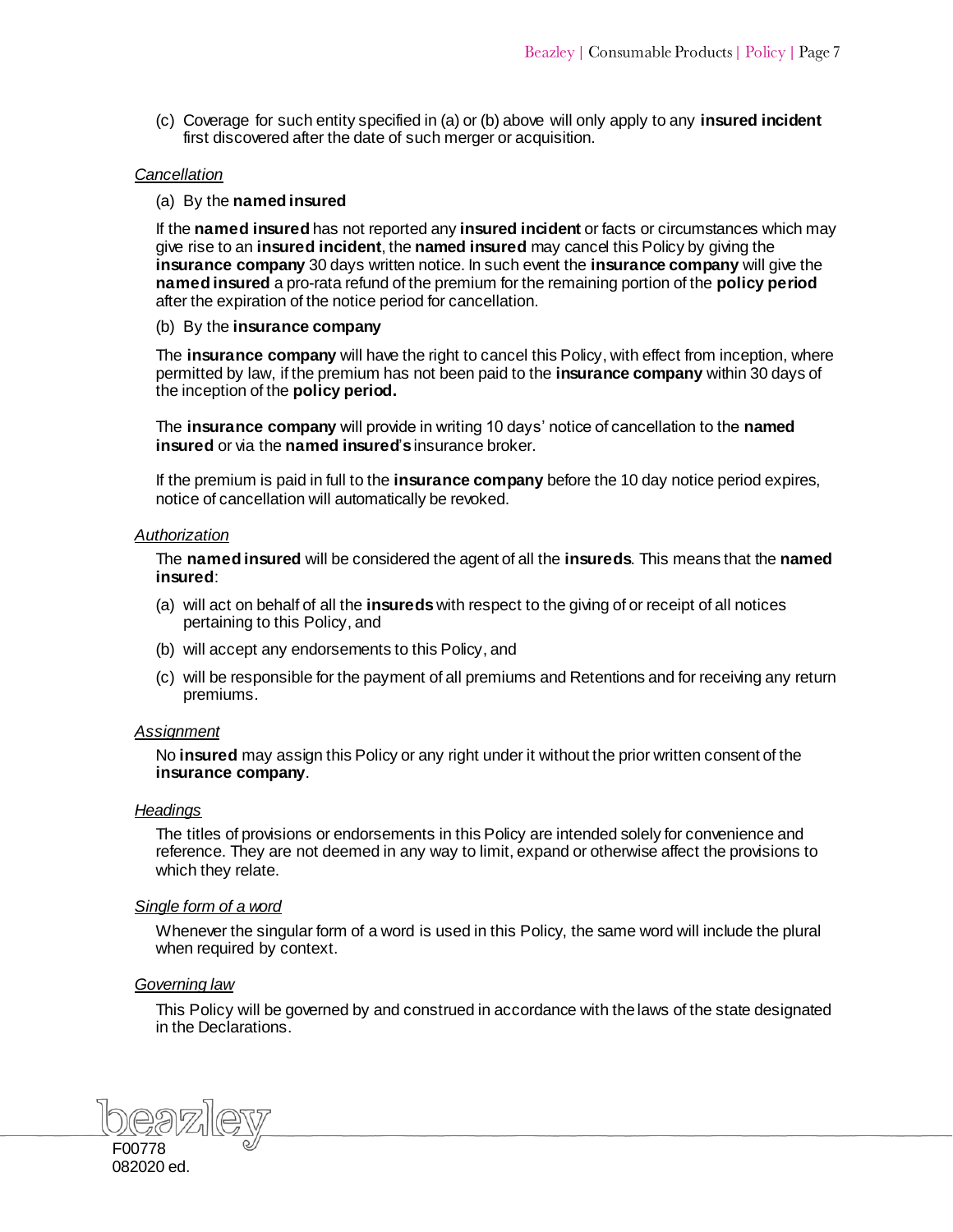(c) Coverage for such entity specified in (a) or (b) above will only apply to any **insured incident** first discovered after the date of such merger or acquisition.

*Cancellation*

(a) By the **named insured**

If the **named insured** has not reported any **insured incident** or facts or circumstances which may give rise to an **insured incident**, the **named insured** may cancel this Policy by giving the **insurance company** 30 days written notice. In such event the **insurance company** will give the **named insured** a pro-rata refund of the premium for the remaining portion of the **policy period** after the expiration of the notice period for cancellation.

(b) By the **insurance company**

The **insurance company** will have the right to cancel this Policy, with effect from inception, where permitted by law, if the premium has not been paid to the **insurance company** within 30 days of the inception of the **policy period.**

The **insurance company** will provide in writing 10 days' notice of cancellation to the **named insured** or via the **named insured's** insurance broker.

If the premium is paid in full to the **insurance company** before the 10 day notice period expires, notice of cancellation will automatically be revoked.

*Authorization*

The **named insured** will be considered the agent of all the **insureds**. This means that the **named insured**:

(a) will act on behalf of all the **insureds** with respect to the giving of or receipt of all notices pertaining to this Policy, and

(b) will accept any endorsements to this Policy, and

(c) will be responsible for the payment of all premiums and Retentions and for receiving any return premiums.

*Assignment*

No **insured** may assign this Policy or any right under it without the prior written consent of the **insurance company**.

*Headings*

The titles of provisions or endorsements in this Policy are intended solely for convenience and reference. They are not deemed in any way to limit, expand or otherwise affect the provisions to which they relate.

*Single form of a word*

Whenever the singular form of a word is used in this Policy, the same word will include the plural when required by context.

*Governing law*

This Policy will be governed by and construed in accordance with the laws of the state designated in the Declarations.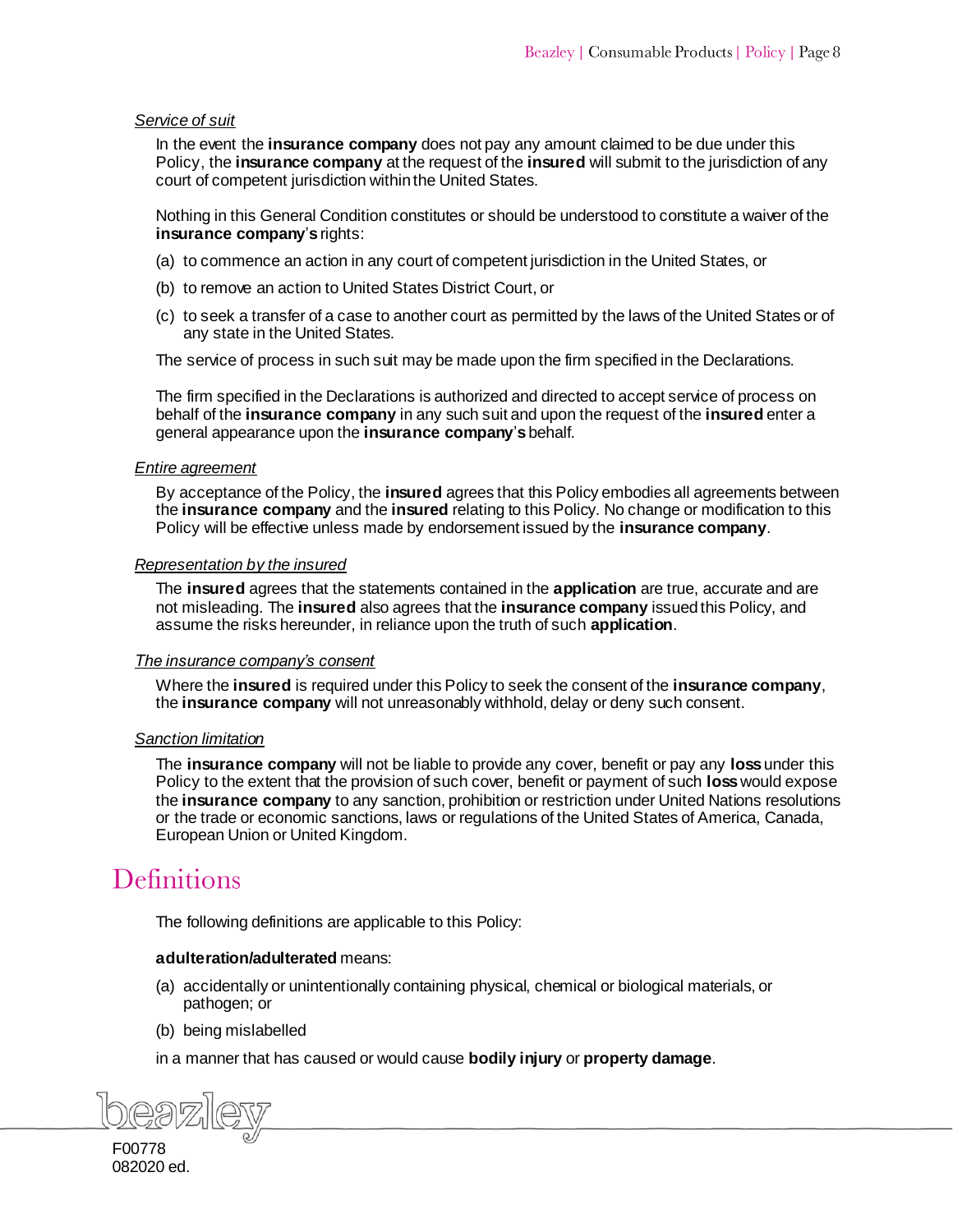*Service of suit*

In the event the **insurance company** does not pay any amount claimed to be due under this Policy, the **insurance company** at the request of the **insured** will submit to the jurisdiction of any court of competent jurisdiction within the United States.

Nothing in this General Condition constitutes or should be understood to constitute a waiver of the **insurance company**'**s** rights:

(a) to commence an action in any court of competent jurisdiction in the United States, or

(b) to remove an action to United States District Court, or

(c) to seek a transfer of a case to another court as permitted by the laws of the United States or of any state in the United States.

The service of process in such suit may be made upon the firm specified in the Declarations.

The firm specified in the Declarations is authorized and directed to accept service of process on behalf of the **insurance company** in any such suit and upon the request of the **insured** enter a general appearance upon the **insurance company**'**s** behalf.

*Entire agreement*

By acceptance of the Policy, the **insured** agrees that this Policy embodies all agreements between the **insurance company** and the **insured** relating to this Policy. No change or modification to this Policy will be effective unless made by endorsement issued by the **insurance company**.

*Representation by the insured*

The **insured** agrees that the statements contained in the **application** are true, accurate and are not misleading. The **insured** also agrees that the **insurance company** issued this Policy, and assume the risks hereunder, in reliance upon the truth of such **application**.

*The insurance company's consent*

Where the **insured** is required under this Policy to seek the consent of the **insurance company**, the **insurance company** will not unreasonably withhold, delay or deny such consent.

*Sanction limitation*

The **insurance company** will not be liable to provide any cover, benefit or pay any **loss** under this Policy to the extent that the provision of such cover, benefit or payment of such **loss** would expose the **insurance company** to any sanction, prohibition or restriction under United Nations resolutions or the trade or economic sanctions, laws or regulations of the United States of America, Canada, European Union or United Kingdom.

# Definitions

The following definitions are applicable to this Policy:

**adulteration/adulterated** means:

(a) accidentally or unintentionally containing physical, chemical or biological materials, or pathogen; or

(b) being mislabelled

in a manner that has caused or would cause **bodily injury** or **property damage**.

F00778
082020 ed.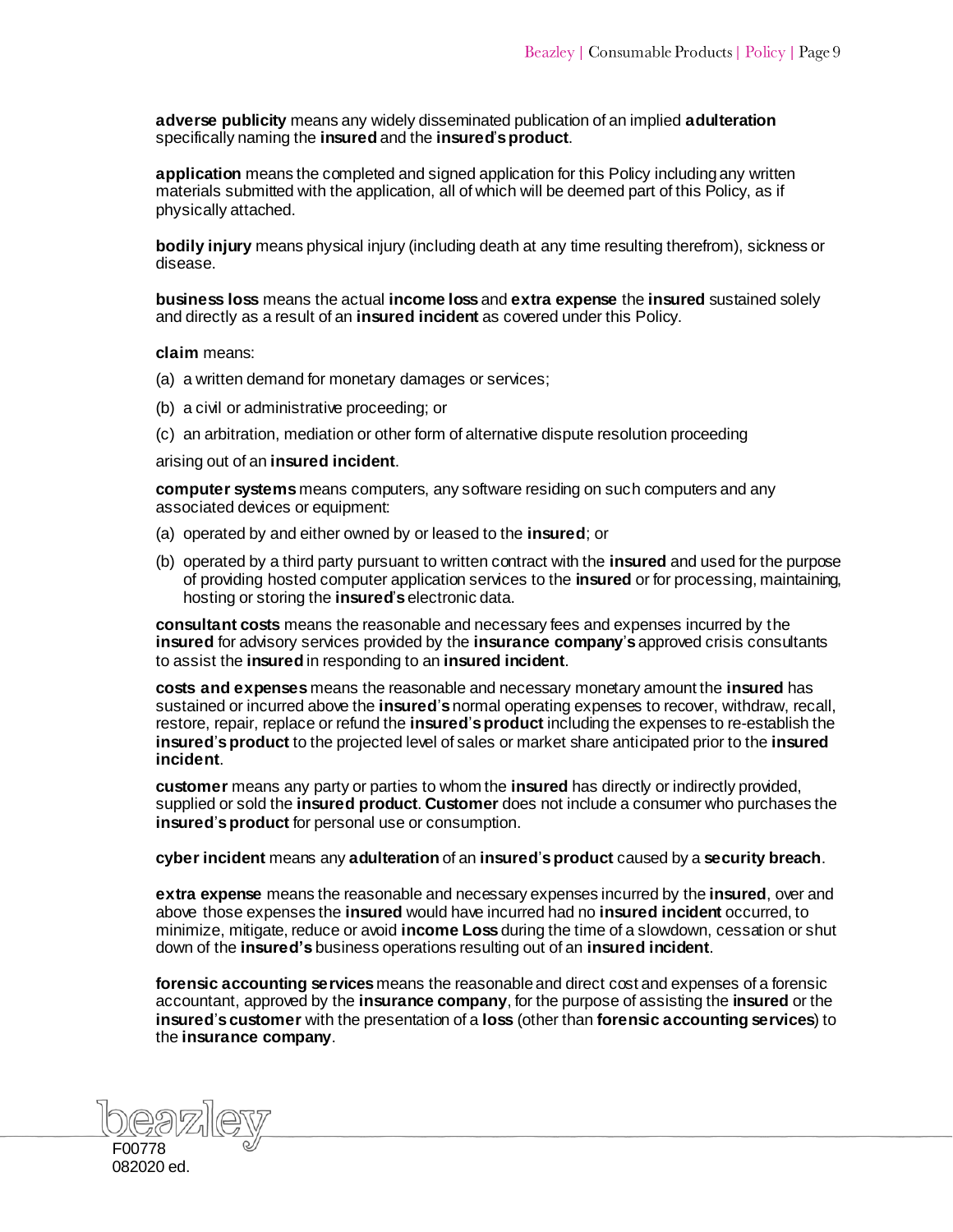**adverse publicity** means any widely disseminated publication of an implied **adulteration** specifically naming the **insured** and the **insured's product**.

**application** means the completed and signed application for this Policy including any written materials submitted with the application, all of which will be deemed part of this Policy, as if physically attached.

**bodily injury** means physical injury (including death at any time resulting therefrom), sickness or disease.

**business loss** means the actual **income loss** and **extra expense** the **insured** sustained solely and directly as a result of an **insured incident** as covered under this Policy.

**claim** means:

(a) a written demand for monetary damages or services;

(b) a civil or administrative proceeding; or

(c) an arbitration, mediation or other form of alternative dispute resolution proceeding

arising out of an **insured incident**.

**computer systems** means computers, any software residing on such computers and any associated devices or equipment:

(a) operated by and either owned by or leased to the **insured**; or

(b) operated by a third party pursuant to written contract with the **insured** and used for the purpose of providing hosted computer application services to the **insured** or for processing, maintaining, hosting or storing the **insured's** electronic data.

**consultant costs** means the reasonable and necessary fees and expenses incurred by the **insured** for advisory services provided by the **insurance company's** approved crisis consultants to assist the **insured** in responding to an **insured incident**.

**costs and expenses** means the reasonable and necessary monetary amount the **insured** has sustained or incurred above the **insured's** normal operating expenses to recover, withdraw, recall, restore, repair, replace or refund the **insured's product** including the expenses to re-establish the **insured's product** to the projected level of sales or market share anticipated prior to the **insured incident**.

**customer** means any party or parties to whom the **insured** has directly or indirectly provided, supplied or sold the **insured product**. **Customer** does not include a consumer who purchases the **insured's product** for personal use or consumption.

**cyber incident** means any **adulteration** of an **insured's product** caused by a **security breach**.

**extra expense** means the reasonable and necessary expenses incurred by the **insured**, over and above those expenses the **insured** would have incurred had no **insured incident** occurred, to minimize, mitigate, reduce or avoid **income Loss** during the time of a slowdown, cessation or shut down of the **insured's** business operations resulting out of an **insured incident**.

**forensic accounting services** means the reasonable and direct cost and expenses of a forensic accountant, approved by the **insurance company**, for the purpose of assisting the **insured** or the **insured's customer** with the presentation of a **loss** (other than **forensic accounting services**) to the **insurance company**.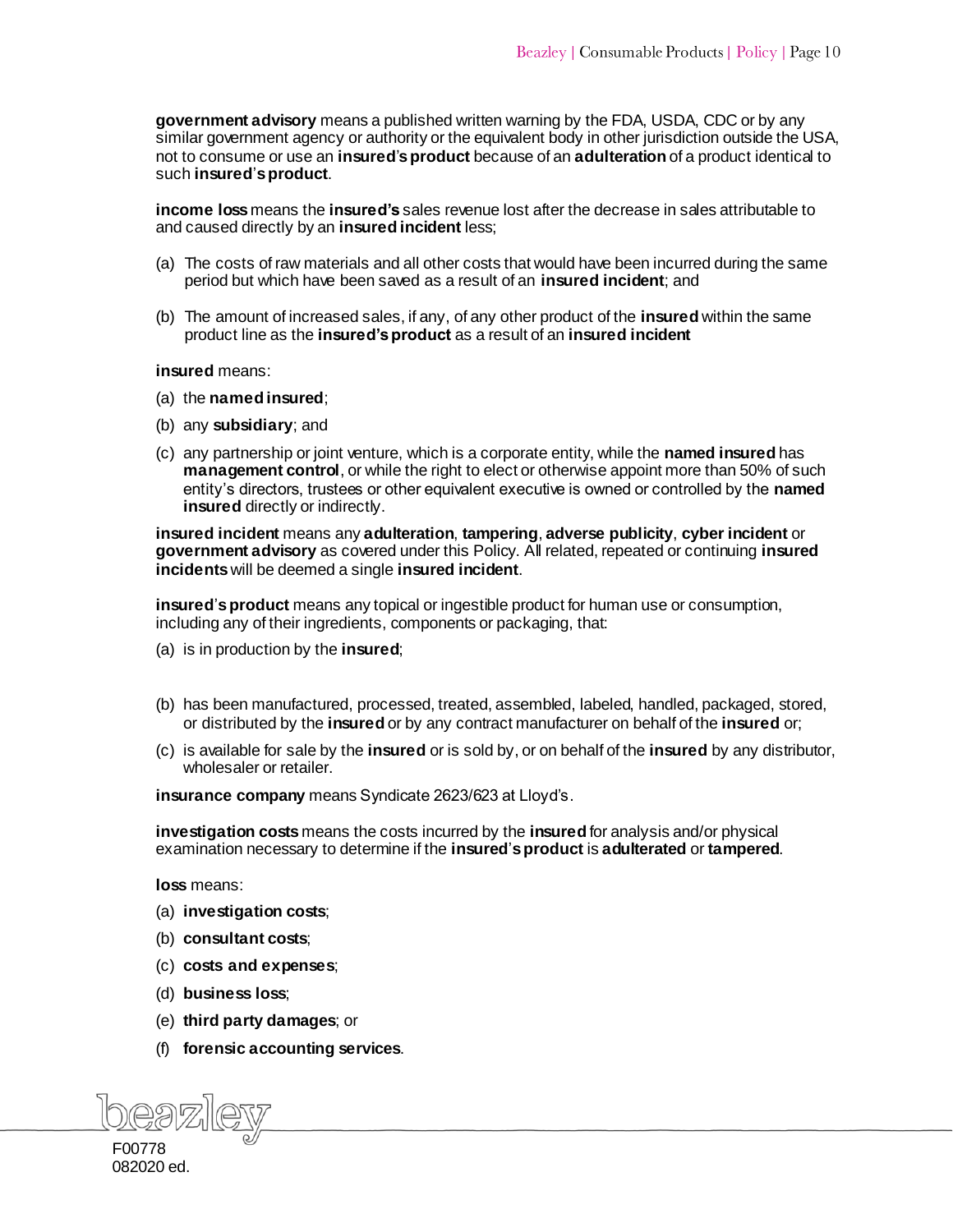**government advisory** means a published written warning by the FDA, USDA, CDC or by any similar government agency or authority or the equivalent body in other jurisdiction outside the USA, not to consume or use an **insured's product** because of an **adulteration** of a product identical to such **insured's product**.

**income loss** means the **insured's** sales revenue lost after the decrease in sales attributable to and caused directly by an **insured incident** less;

(a) The costs of raw materials and all other costs that would have been incurred during the same period but which have been saved as a result of an **insured incident**; and

(b) The amount of increased sales, if any, of any other product of the **insured** within the same product line as the **insured's product** as a result of an **insured incident**

**insured** means:

(a) the **named insured**;

(b) any **subsidiary**; and

(c) any partnership or joint venture, which is a corporate entity, while the **named insured** has **management control**, or while the right to elect or otherwise appoint more than 50% of such entity's directors, trustees or other equivalent executive is owned or controlled by the **named insured** directly or indirectly.

**insured incident** means any **adulteration**, **tampering**, **adverse publicity**, **cyber incident** or **government advisory** as covered under this Policy. All related, repeated or continuing **insured incidents** will be deemed a single **insured incident**.

**insured's product** means any topical or ingestible product for human use or consumption, including any of their ingredients, components or packaging, that:

(a) is in production by the **insured**;

(b) has been manufactured, processed, treated, assembled, labeled, handled, packaged, stored, or distributed by the **insured** or by any contract manufacturer on behalf of the **insured** or;

(c) is available for sale by the **insured** or is sold by, or on behalf of the **insured** by any distributor, wholesaler or retailer.

**insurance company** means Syndicate 2623/623 at Lloyd's.

**investigation costs** means the costs incurred by the **insured** for analysis and/or physical examination necessary to determine if the **insured's product** is **adulterated** or **tampered**.

**loss** means:

(a) **investigation costs**;

(b) **consultant costs**;

(c) **costs and expenses**;

(d) **business loss**;

(e) **third party damages**; or

(f) **forensic accounting services**.

F00778
082020 ed.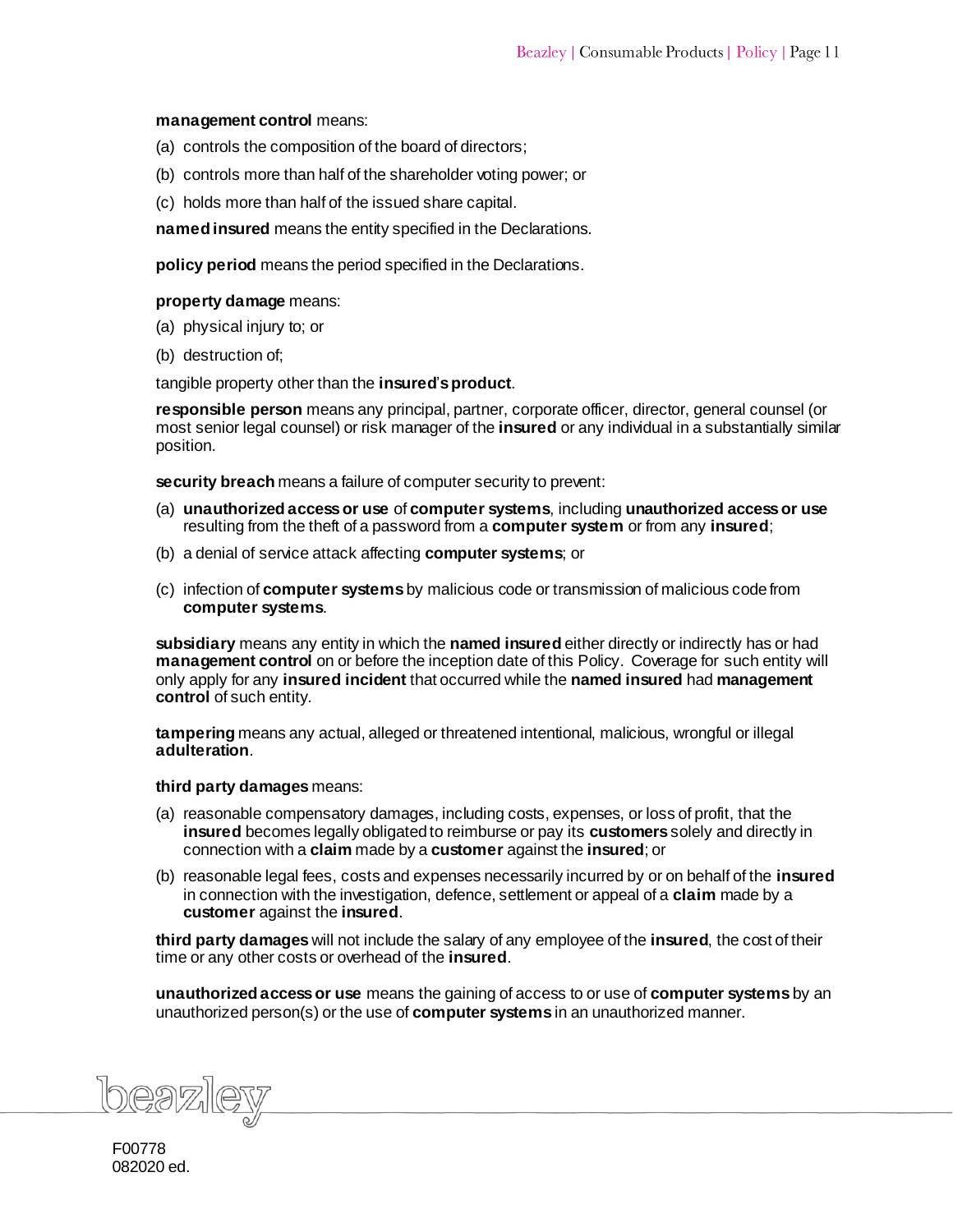**management control** means:

(a) controls the composition of the board of directors;

(b) controls more than half of the shareholder voting power; or

(c) holds more than half of the issued share capital.

**named insured** means the entity specified in the Declarations.

**policy period** means the period specified in the Declarations.

**property damage** means:

(a) physical injury to; or

(b) destruction of;

tangible property other than the **insured's product**.

**responsible person** means any principal, partner, corporate officer, director, general counsel (or most senior legal counsel) or risk manager of the **insured** or any individual in a substantially similar position.

**security breach** means a failure of computer security to prevent:

(a) **unauthorized access or use** of **computer systems**, including **unauthorized access or use** resulting from the theft of a password from a **computer system** or from any **insured**;

(b) a denial of service attack affecting **computer systems**; or

(c) infection of **computer systems** by malicious code or transmission of malicious code from **computer systems**.

**subsidiary** means any entity in which the **named insured** either directly or indirectly has or had **management control** on or before the inception date of this Policy. Coverage for such entity will only apply for any **insured incident** that occurred while the **named insured** had **management control** of such entity.

**tampering** means any actual, alleged or threatened intentional, malicious, wrongful or illegal **adulteration**.

**third party damages** means:

(a) reasonable compensatory damages, including costs, expenses, or loss of profit, that the **insured** becomes legally obligated to reimburse or pay its **customers** solely and directly in connection with a **claim** made by a **customer** against the **insured**; or

(b) reasonable legal fees, costs and expenses necessarily incurred by or on behalf of the **insured** in connection with the investigation, defence, settlement or appeal of a **claim** made by a **customer** against the **insured**.

**third party damages** will not include the salary of any employee of the **insured**, the cost of their time or any other costs or overhead of the **insured**.

**unauthorized access or use** means the gaining of access to or use of **computer systems** by an unauthorized person(s) or the use of **computer systems** in an unauthorized manner.

F00778
082020 ed.